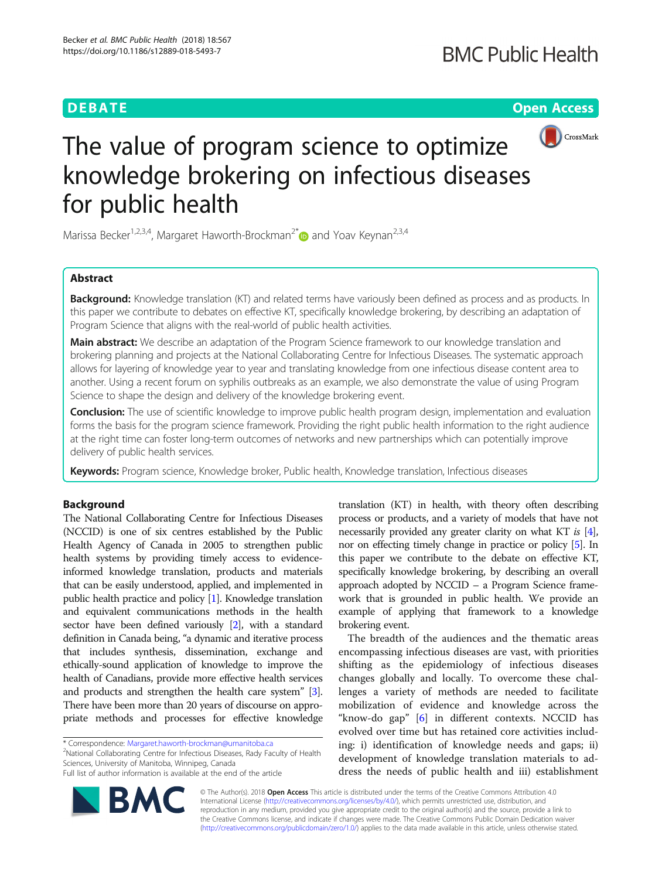DEBATE Open Access

# The value of program science to optimize knowledge brokering on infectious diseases for public health

Marissa Becker[1,2,3,4], Margaret Haworth-Brockman[2*] and Yoav Keynan[2,3,4]

## Abstract

**Background:** Knowledge translation (KT) and related terms have variously been defined as process and as products. In this paper we contribute to debates on effective KT, specifically knowledge brokering, by describing an adaptation of Program Science that aligns with the real-world of public health activities.

**Main abstract:** We describe an adaptation of the Program Science framework to our knowledge translation and brokering planning and projects at the National Collaborating Centre for Infectious Diseases. The systematic approach allows for layering of knowledge year to year and translating knowledge from one infectious disease content area to another. Using a recent forum on syphilis outbreaks as an example, we also demonstrate the value of using Program Science to shape the design and delivery of the knowledge brokering event.

**Conclusion:** The use of scientific knowledge to improve public health program design, implementation and evaluation forms the basis for the program science framework. Providing the right public health information to the right audience at the right time can foster long-term outcomes of networks and new partnerships which can potentially improve delivery of public health services.

**Keywords:** Program science, Knowledge broker, Public health, Knowledge translation, Infectious diseases

## Background

The National Collaborating Centre for Infectious Diseases (NCCID) is one of six centres established by the Public Health Agency of Canada in 2005 to strengthen public health systems by providing timely access to evidence-informed knowledge translation, products and materials that can be easily understood, applied, and implemented in public health practice and policy [1]. Knowledge translation and equivalent communications methods in the health sector have been defined variously [2], with a standard definition in Canada being, "a dynamic and iterative process that includes synthesis, dissemination, exchange and ethically-sound application of knowledge to improve the health of Canadians, provide more effective health services and products and strengthen the health care system" [3]. There have been more than 20 years of discourse on appropriate methods and processes for effective knowledge translation (KT) in health, with theory often describing process or products, and a variety of models that have not necessarily provided any greater clarity on what KT *is* [4], nor on effecting timely change in practice or policy [5]. In this paper we contribute to the debate on effective KT, specifically knowledge brokering, by describing an overall approach adopted by NCCID – a Program Science framework that is grounded in public health. We provide an example of applying that framework to a knowledge brokering event.

The breadth of the audiences and the thematic areas encompassing infectious diseases are vast, with priorities shifting as the epidemiology of infectious diseases changes globally and locally. To overcome these challenges a variety of methods are needed to facilitate mobilization of evidence and knowledge across the "know-do gap" [6] in different contexts. NCCID has evolved over time but has retained core activities including: i) identification of knowledge needs and gaps; ii) development of knowledge translation materials to address the needs of public health and iii) establishment

* Correspondence: Margaret.haworth-brockman@umanitoba.ca
[2]National Collaborating Centre for Infectious Diseases, Rady Faculty of Health Sciences, University of Manitoba, Winnipeg, Canada
Full list of author information is available at the end of the article

© The Author(s). 2018 **Open Access** This article is distributed under the terms of the Creative Commons Attribution 4.0 International License (http://creativecommons.org/licenses/by/4.0/), which permits unrestricted use, distribution, and reproduction in any medium, provided you give appropriate credit to the original author(s) and the source, provide a link to the Creative Commons license, and indicate if changes were made. The Creative Commons Public Domain Dedication waiver (http://creativecommons.org/publicdomain/zero/1.0/) applies to the data made available in this article, unless otherwise stated.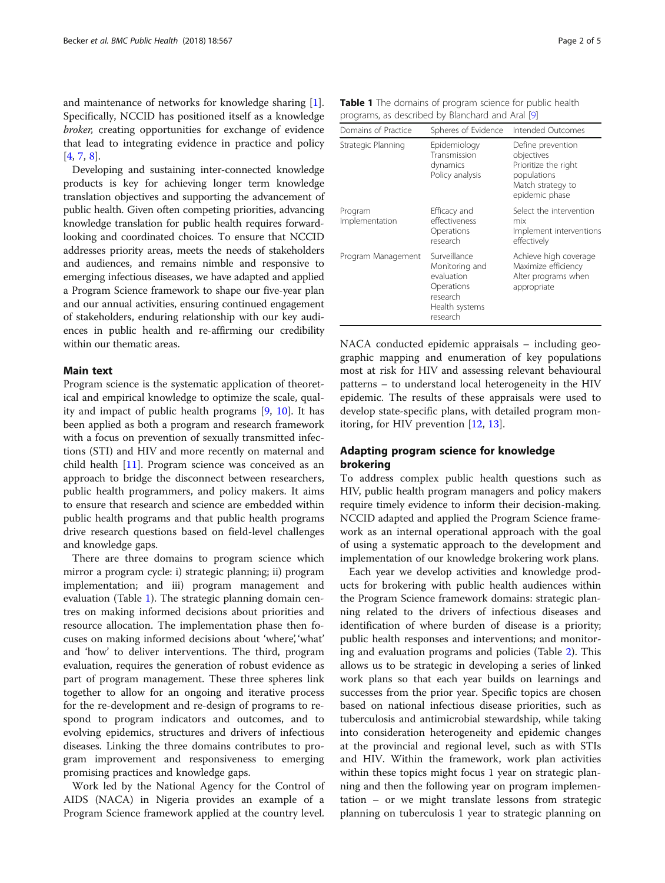and maintenance of networks for knowledge sharing [1]. Specifically, NCCID has positioned itself as a knowledge *broker*, creating opportunities for exchange of evidence that lead to integrating evidence in practice and policy [4, 7, 8].

Developing and sustaining inter-connected knowledge products is key for achieving longer term knowledge translation objectives and supporting the advancement of public health. Given often competing priorities, advancing knowledge translation for public health requires forward-looking and coordinated choices. To ensure that NCCID addresses priority areas, meets the needs of stakeholders and audiences, and remains nimble and responsive to emerging infectious diseases, we have adapted and applied a Program Science framework to shape our five-year plan and our annual activities, ensuring continued engagement of stakeholders, enduring relationship with our key audiences in public health and re-affirming our credibility within our thematic areas.

## Main text

Program science is the systematic application of theoretical and empirical knowledge to optimize the scale, quality and impact of public health programs [9, 10]. It has been applied as both a program and research framework with a focus on prevention of sexually transmitted infections (STI) and HIV and more recently on maternal and child health [11]. Program science was conceived as an approach to bridge the disconnect between researchers, public health programmers, and policy makers. It aims to ensure that research and science are embedded within public health programs and that public health programs drive research questions based on field-level challenges and knowledge gaps.

There are three domains to program science which mirror a program cycle: i) strategic planning; ii) program implementation; and iii) program management and evaluation (Table 1). The strategic planning domain centres on making informed decisions about priorities and resource allocation. The implementation phase then focuses on making informed decisions about 'where', 'what' and 'how' to deliver interventions. The third, program evaluation, requires the generation of robust evidence as part of program management. These three spheres link together to allow for an ongoing and iterative process for the re-development and re-design of programs to respond to program indicators and outcomes, and to evolving epidemics, structures and drivers of infectious diseases. Linking the three domains contributes to program improvement and responsiveness to emerging promising practices and knowledge gaps.

Work led by the National Agency for the Control of AIDS (NACA) in Nigeria provides an example of a Program Science framework applied at the country level.

**Table 1** The domains of program science for public health programs, as described by Blanchard and Aral [9]

| Domains of Practice | Spheres of Evidence | Intended Outcomes |
|---|---|---|
| Strategic Planning | Epidemiology<br>Transmission dynamics<br>Policy analysis | Define prevention objectives<br>Prioritize the right populations<br>Match strategy to epidemic phase |
| Program Implementation | Efficacy and effectiveness<br>Operations research | Select the intervention mix<br>Implement interventions effectively |
| Program Management | Surveillance<br>Monitoring and evaluation<br>Operations research<br>Health systems research | Achieve high coverage<br>Maximize efficiency<br>Alter programs when appropriate |

NACA conducted epidemic appraisals – including geographic mapping and enumeration of key populations most at risk for HIV and assessing relevant behavioural patterns – to understand local heterogeneity in the HIV epidemic. The results of these appraisals were used to develop state-specific plans, with detailed program monitoring, for HIV prevention [12, 13].

## Adapting program science for knowledge brokering

To address complex public health questions such as HIV, public health program managers and policy makers require timely evidence to inform their decision-making. NCCID adapted and applied the Program Science framework as an internal operational approach with the goal of using a systematic approach to the development and implementation of our knowledge brokering work plans.

Each year we develop activities and knowledge products for brokering with public health audiences within the Program Science framework domains: strategic planning related to the drivers of infectious diseases and identification of where burden of disease is a priority; public health responses and interventions; and monitoring and evaluation programs and policies (Table 2). This allows us to be strategic in developing a series of linked work plans so that each year builds on learnings and successes from the prior year. Specific topics are chosen based on national infectious disease priorities, such as tuberculosis and antimicrobial stewardship, while taking into consideration heterogeneity and epidemic changes at the provincial and regional level, such as with STIs and HIV. Within the framework, work plan activities within these topics might focus 1 year on strategic planning and then the following year on program implementation – or we might translate lessons from strategic planning on tuberculosis 1 year to strategic planning on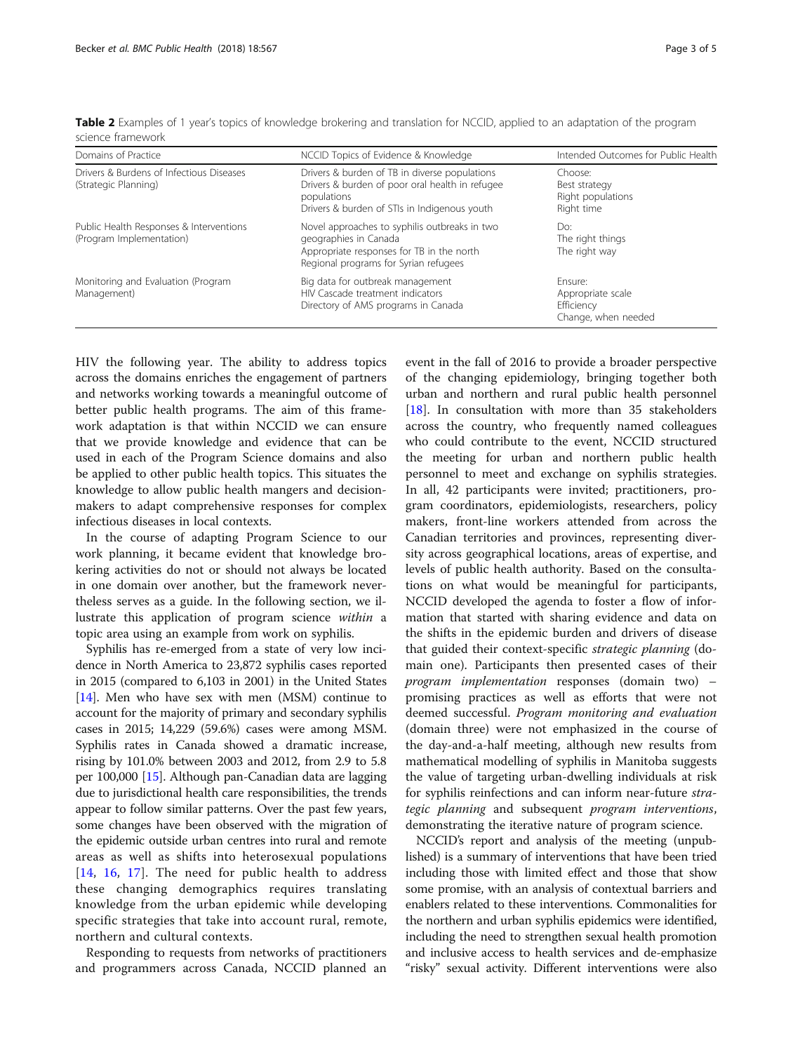**Table 2** Examples of 1 year's topics of knowledge brokering and translation for NCCID, applied to an adaptation of the program science framework

| Domains of Practice | NCCID Topics of Evidence & Knowledge | Intended Outcomes for Public Health |
|---|---|---|
| Drivers & Burdens of Infectious Diseases (Strategic Planning) | Drivers & burden of TB in diverse populations<br>Drivers & burden of poor oral health in refugee populations<br>Drivers & burden of STIs in Indigenous youth | Choose:<br>Best strategy<br>Right populations<br>Right time |
| Public Health Responses & Interventions (Program Implementation) | Novel approaches to syphilis outbreaks in two geographies in Canada<br>Appropriate responses for TB in the north<br>Regional programs for Syrian refugees | Do:<br>The right things<br>The right way |
| Monitoring and Evaluation (Program Management) | Big data for outbreak management<br>HIV Cascade treatment indicators<br>Directory of AMS programs in Canada | Ensure:<br>Appropriate scale<br>Efficiency<br>Change, when needed |

HIV the following year. The ability to address topics across the domains enriches the engagement of partners and networks working towards a meaningful outcome of better public health programs. The aim of this framework adaptation is that within NCCID we can ensure that we provide knowledge and evidence that can be used in each of the Program Science domains and also be applied to other public health topics. This situates the knowledge to allow public health mangers and decision-makers to adapt comprehensive responses for complex infectious diseases in local contexts.

In the course of adapting Program Science to our work planning, it became evident that knowledge brokering activities do not or should not always be located in one domain over another, but the framework nevertheless serves as a guide. In the following section, we illustrate this application of program science *within* a topic area using an example from work on syphilis.

Syphilis has re-emerged from a state of very low incidence in North America to 23,872 syphilis cases reported in 2015 (compared to 6,103 in 2001) in the United States [14]. Men who have sex with men (MSM) continue to account for the majority of primary and secondary syphilis cases in 2015; 14,229 (59.6%) cases were among MSM. Syphilis rates in Canada showed a dramatic increase, rising by 101.0% between 2003 and 2012, from 2.9 to 5.8 per 100,000 [15]. Although pan-Canadian data are lagging due to jurisdictional health care responsibilities, the trends appear to follow similar patterns. Over the past few years, some changes have been observed with the migration of the epidemic outside urban centres into rural and remote areas as well as shifts into heterosexual populations [14, 16, 17]. The need for public health to address these changing demographics requires translating knowledge from the urban epidemic while developing specific strategies that take into account rural, remote, northern and cultural contexts.

Responding to requests from networks of practitioners and programmers across Canada, NCCID planned an event in the fall of 2016 to provide a broader perspective of the changing epidemiology, bringing together both urban and northern and rural public health personnel [18]. In consultation with more than 35 stakeholders across the country, who frequently named colleagues who could contribute to the event, NCCID structured the meeting for urban and northern public health personnel to meet and exchange on syphilis strategies. In all, 42 participants were invited; practitioners, program coordinators, epidemiologists, researchers, policy makers, front-line workers attended from across the Canadian territories and provinces, representing diversity across geographical locations, areas of expertise, and levels of public health authority. Based on the consultations on what would be meaningful for participants, NCCID developed the agenda to foster a flow of information that started with sharing evidence and data on the shifts in the epidemic burden and drivers of disease that guided their context-specific *strategic planning* (domain one). Participants then presented cases of their *program implementation* responses (domain two) – promising practices as well as efforts that were not deemed successful. *Program monitoring and evaluation* (domain three) were not emphasized in the course of the day-and-a-half meeting, although new results from mathematical modelling of syphilis in Manitoba suggests the value of targeting urban-dwelling individuals at risk for syphilis reinfections and can inform near-future *strategic planning* and subsequent *program interventions*, demonstrating the iterative nature of program science.

NCCID's report and analysis of the meeting (unpublished) is a summary of interventions that have been tried including those with limited effect and those that show some promise, with an analysis of contextual barriers and enablers related to these interventions. Commonalities for the northern and urban syphilis epidemics were identified, including the need to strengthen sexual health promotion and inclusive access to health services and de-emphasize "risky" sexual activity. Different interventions were also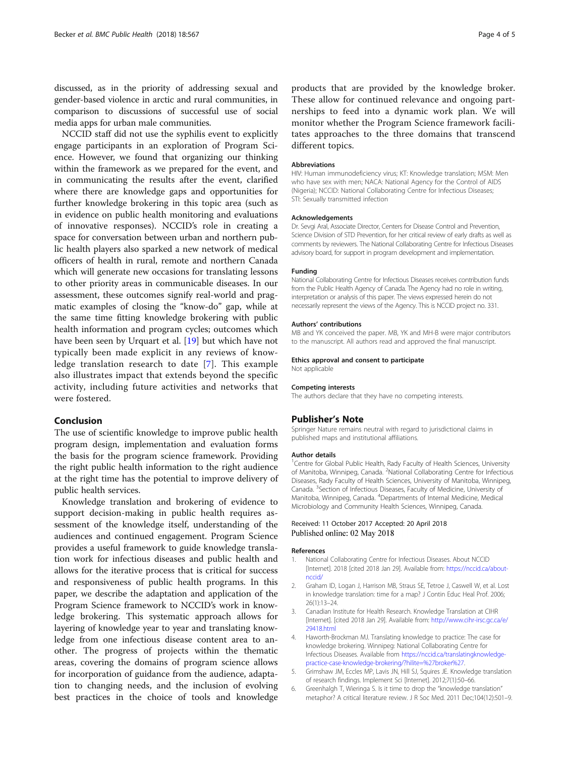discussed, as in the priority of addressing sexual and gender-based violence in arctic and rural communities, in comparison to discussions of successful use of social media apps for urban male communities.

NCCID staff did not use the syphilis event to explicitly engage participants in an exploration of Program Science. However, we found that organizing our thinking within the framework as we prepared for the event, and in communicating the results after the event, clarified where there are knowledge gaps and opportunities for further knowledge brokering in this topic area (such as in evidence on public health monitoring and evaluations of innovative responses). NCCID's role in creating a space for conversation between urban and northern public health players also sparked a new network of medical officers of health in rural, remote and northern Canada which will generate new occasions for translating lessons to other priority areas in communicable diseases. In our assessment, these outcomes signify real-world and pragmatic examples of closing the "know-do" gap, while at the same time fitting knowledge brokering with public health information and program cycles; outcomes which have been seen by Urquart et al. [19] but which have not typically been made explicit in any reviews of knowledge translation research to date [7]. This example also illustrates impact that extends beyond the specific activity, including future activities and networks that were fostered.

## Conclusion

The use of scientific knowledge to improve public health program design, implementation and evaluation forms the basis for the program science framework. Providing the right public health information to the right audience at the right time has the potential to improve delivery of public health services.

Knowledge translation and brokering of evidence to support decision-making in public health requires assessment of the knowledge itself, understanding of the audiences and continued engagement. Program Science provides a useful framework to guide knowledge translation work for infectious diseases and public health and allows for the iterative process that is critical for success and responsiveness of public health programs. In this paper, we describe the adaptation and application of the Program Science framework to NCCID's work in knowledge brokering. This systematic approach allows for layering of knowledge year to year and translating knowledge from one infectious disease content area to another. The progress of projects within the thematic areas, covering the domains of program science allows for incorporation of guidance from the audience, adaptation to changing needs, and the inclusion of evolving best practices in the choice of tools and knowledge products that are provided by the knowledge broker. These allow for continued relevance and ongoing partnerships to feed into a dynamic work plan. We will monitor whether the Program Science framework facilitates approaches to the three domains that transcend different topics.

### Abbreviations

HIV: Human immunodeficiency virus; KT: Knowledge translation; MSM: Men who have sex with men; NACA: National Agency for the Control of AIDS (Nigeria); NCCID: National Collaborating Centre for Infectious Diseases; STI: Sexually transmitted infection

### Acknowledgements

Dr. Sevgi Aral, Associate Director, Centers for Disease Control and Prevention, Science Division of STD Prevention, for her critical review of early drafts as well as comments by reviewers. The National Collaborating Centre for Infectious Diseases advisory board, for support in program development and implementation.

### Funding

National Collaborating Centre for Infectious Diseases receives contribution funds from the Public Health Agency of Canada. The Agency had no role in writing, interpretation or analysis of this paper. The views expressed herein do not necessarily represent the views of the Agency. This is NCCID project no. 331.

### Authors' contributions

MB and YK conceived the paper. MB, YK and MH-B were major contributors to the manuscript. All authors read and approved the final manuscript.

### Ethics approval and consent to participate

Not applicable

### Competing interests

The authors declare that they have no competing interests.

## Publisher's Note

Springer Nature remains neutral with regard to jurisdictional claims in published maps and institutional affiliations.

### Author details

[1]Centre for Global Public Health, Rady Faculty of Health Sciences, University of Manitoba, Winnipeg, Canada. [2]National Collaborating Centre for Infectious Diseases, Rady Faculty of Health Sciences, University of Manitoba, Winnipeg, Canada. [3]Section of Infectious Diseases, Faculty of Medicine, University of Manitoba, Winnipeg, Canada. [4]Departments of Internal Medicine, Medical Microbiology and Community Health Sciences, Winnipeg, Canada.

Received: 11 October 2017 Accepted: 20 April 2018
Published online: 02 May 2018

### References

1. National Collaborating Centre for Infectious Diseases. About NCCID [Internet]. 2018 [cited 2018 Jan 29]. Available from: https://nccid.ca/about-nccid/
2. Graham ID, Logan J, Harrison MB, Straus SE, Tetroe J, Caswell W, et al. Lost in knowledge translation: time for a map? J Contin Educ Heal Prof. 2006; 26(1):13–24.
3. Canadian Institute for Health Research. Knowledge Translation at CIHR [Internet]. [cited 2018 Jan 29]. Available from: http://www.cihr-irsc.gc.ca/e/29418.html
4. Haworth-Brockman MJ. Translating knowledge to practice: The case for knowledge brokering. Winnipeg: National Collaborating Centre for Infectious Diseases. Available from https://nccid.ca/translatingknowledge-practice-case-knowledge-brokering/?hilite=%27broker%27.
5. Grimshaw JM, Eccles MP, Lavis JN, Hill SJ, Squires JE. Knowledge translation of research findings. Implement Sci [Internet]. 2012;7(1):50–66.
6. Greenhalgh T, Wieringa S. Is it time to drop the "knowledge translation" metaphor? A critical literature review. J R Soc Med. 2011 Dec;104(12):501–9.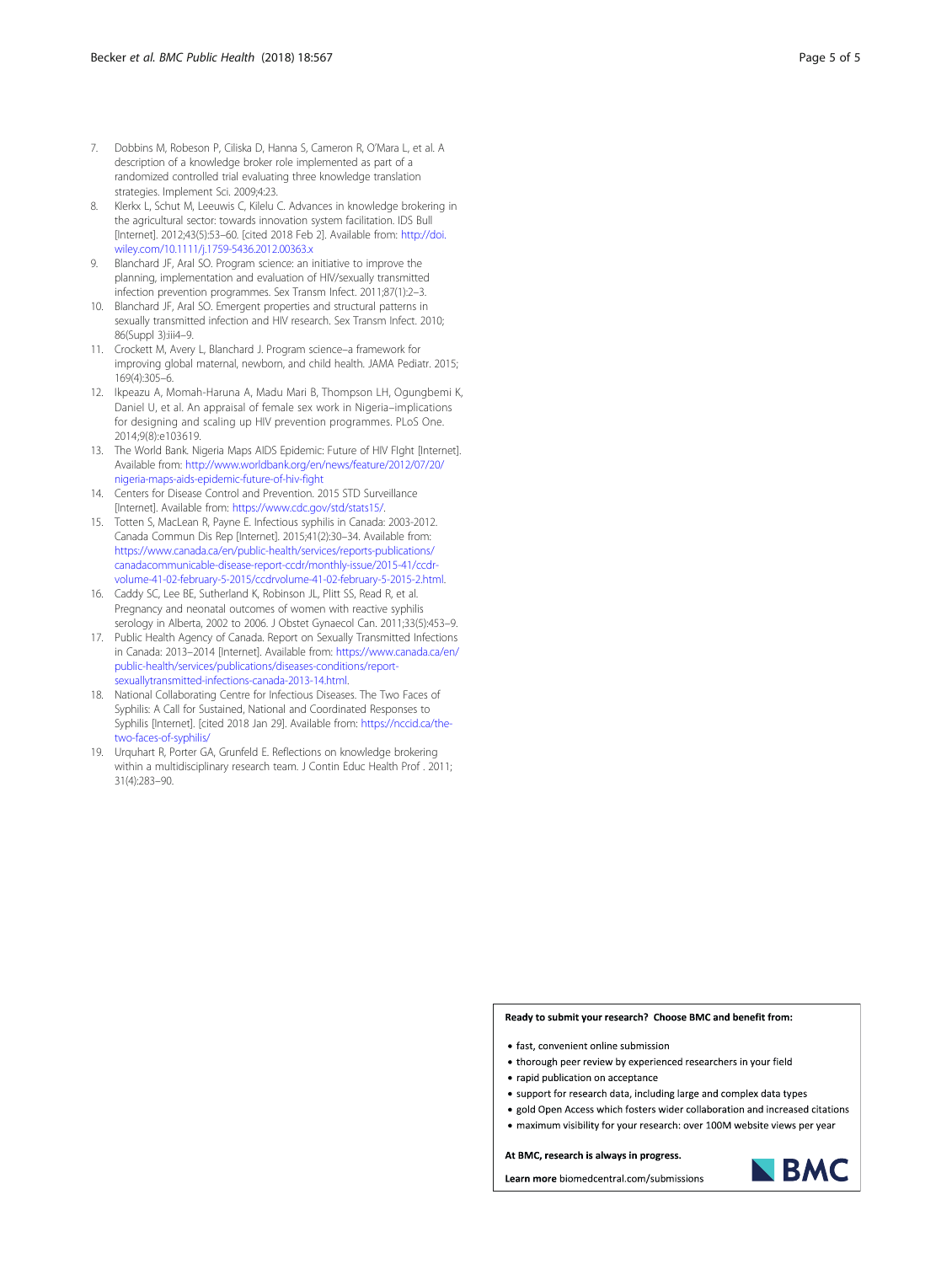7. Dobbins M, Robeson P, Ciliska D, Hanna S, Cameron R, O'Mara L, et al. A description of a knowledge broker role implemented as part of a randomized controlled trial evaluating three knowledge translation strategies. Implement Sci. 2009;4:23.
8. Klerkx L, Schut M, Leeuwis C, Kilelu C. Advances in knowledge brokering in the agricultural sector: towards innovation system facilitation. IDS Bull [Internet]. 2012;43(5):53–60. [cited 2018 Feb 2]. Available from: http://doi.wiley.com/10.1111/j.1759-5436.2012.00363.x
9. Blanchard JF, Aral SO. Program science: an initiative to improve the planning, implementation and evaluation of HIV/sexually transmitted infection prevention programmes. Sex Transm Infect. 2011;87(1):2–3.
10. Blanchard JF, Aral SO. Emergent properties and structural patterns in sexually transmitted infection and HIV research. Sex Transm Infect. 2010; 86(Suppl 3):iii4–9.
11. Crockett M, Avery L, Blanchard J. Program science–a framework for improving global maternal, newborn, and child health. JAMA Pediatr. 2015; 169(4):305–6.
12. Ikpeazu A, Momah-Haruna A, Madu Mari B, Thompson LH, Ogungbemi K, Daniel U, et al. An appraisal of female sex work in Nigeria–implications for designing and scaling up HIV prevention programmes. PLoS One. 2014;9(8):e103619.
13. The World Bank. Nigeria Maps AIDS Epidemic: Future of HIV FIght [Internet]. Available from: http://www.worldbank.org/en/news/feature/2012/07/20/nigeria-maps-aids-epidemic-future-of-hiv-fight
14. Centers for Disease Control and Prevention. 2015 STD Surveillance [Internet]. Available from: https://www.cdc.gov/std/stats15/.
15. Totten S, MacLean R, Payne E. Infectious syphilis in Canada: 2003-2012. Canada Commun Dis Rep [Internet]. 2015;41(2):30–34. Available from: https://www.canada.ca/en/public-health/services/reports-publications/canadacommunicable-disease-report-ccdr/monthly-issue/2015-41/ccdr-volume-41-02-february-5-2015/ccdrvolume-41-02-february-5-2015-2.html.
16. Caddy SC, Lee BE, Sutherland K, Robinson JL, Plitt SS, Read R, et al. Pregnancy and neonatal outcomes of women with reactive syphilis serology in Alberta, 2002 to 2006. J Obstet Gynaecol Can. 2011;33(5):453–9.
17. Public Health Agency of Canada. Report on Sexually Transmitted Infections in Canada: 2013–2014 [Internet]. Available from: https://www.canada.ca/en/public-health/services/publications/diseases-conditions/report-sexuallytransmitted-infections-canada-2013-14.html.
18. National Collaborating Centre for Infectious Diseases. The Two Faces of Syphilis: A Call for Sustained, National and Coordinated Responses to Syphilis [Internet]. [cited 2018 Jan 29]. Available from: https://nccid.ca/the-two-faces-of-syphilis/
19. Urquhart R, Porter GA, Grunfeld E. Reflections on knowledge brokering within a multidisciplinary research team. J Contin Educ Health Prof . 2011; 31(4):283–90.

**Ready to submit your research? Choose BMC and benefit from:**

- fast, convenient online submission
- thorough peer review by experienced researchers in your field
- rapid publication on acceptance
- support for research data, including large and complex data types
- gold Open Access which fosters wider collaboration and increased citations
- maximum visibility for your research: over 100M website views per year

**At BMC, research is always in progress.**

**Learn more** biomedcentral.com/submissions